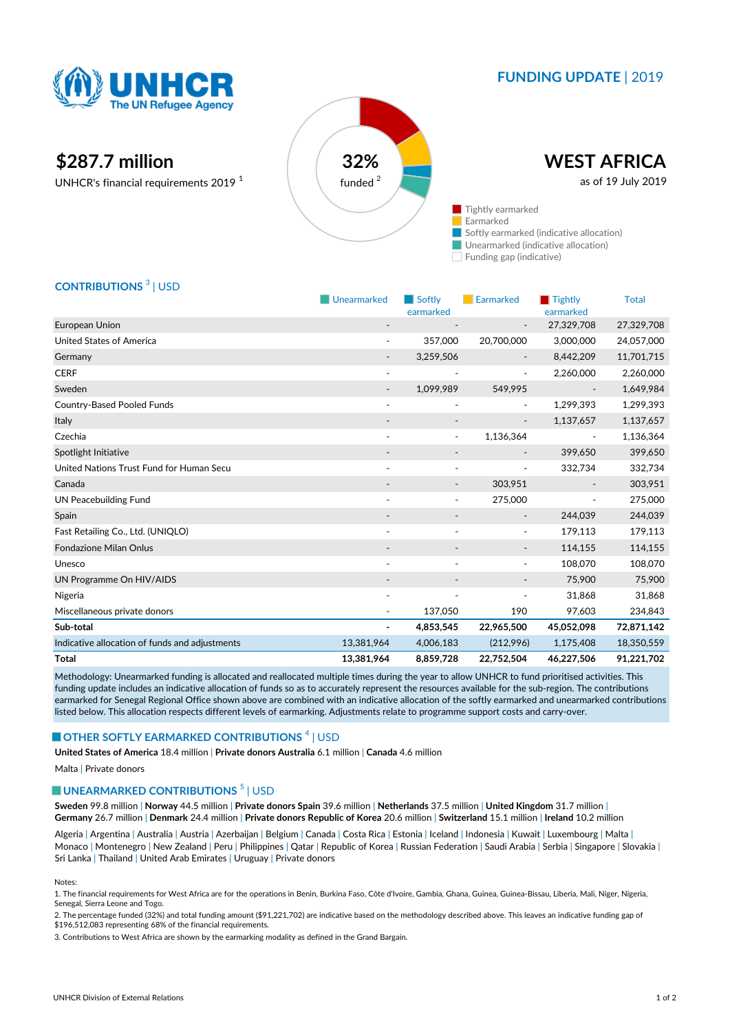UNHCR
The UN Refugee Agency

**FUNDING UPDATE** | 2019

# WEST AFRICA

as of 19 July 2019

## $287.7 million

UNHCR's financial requirements 2019 [1]

32% funded [2]

- Tightly earmarked
- Earmarked
- Softly earmarked (indicative allocation)
- Unearmarked (indicative allocation)
- Funding gap (indicative)

## CONTRIBUTIONS [3] | USD

| | Unearmarked | Softly earmarked | Earmarked | Tightly earmarked | Total |
|---|---|---|---|---|---|
| European Union | - | - | - | 27,329,708 | 27,329,708 |
| United States of America | - | 357,000 | 20,700,000 | 3,000,000 | 24,057,000 |
| Germany | - | 3,259,506 | - | 8,442,209 | 11,701,715 |
| CERF | - | - | - | 2,260,000 | 2,260,000 |
| Sweden | - | 1,099,989 | 549,995 | - | 1,649,984 |
| Country-Based Pooled Funds | - | - | - | 1,299,393 | 1,299,393 |
| Italy | - | - | - | 1,137,657 | 1,137,657 |
| Czechia | - | - | 1,136,364 | - | 1,136,364 |
| Spotlight Initiative | - | - | - | 399,650 | 399,650 |
| United Nations Trust Fund for Human Secu | - | - | - | 332,734 | 332,734 |
| Canada | - | - | 303,951 | - | 303,951 |
| UN Peacebuilding Fund | - | - | 275,000 | - | 275,000 |
| Spain | - | - | - | 244,039 | 244,039 |
| Fast Retailing Co., Ltd. (UNIQLO) | - | - | - | 179,113 | 179,113 |
| Fondazione Milan Onlus | - | - | - | 114,155 | 114,155 |
| Unesco | - | - | - | 108,070 | 108,070 |
| UN Programme On HIV/AIDS | - | - | - | 75,900 | 75,900 |
| Nigeria | - | - | - | 31,868 | 31,868 |
| Miscellaneous private donors | - | 137,050 | 190 | 97,603 | 234,843 |
| **Sub-total** | **-** | **4,853,545** | **22,965,500** | **45,052,098** | **72,871,142** |
| Indicative allocation of funds and adjustments | 13,381,964 | 4,006,183 | (212,996) | 1,175,408 | 18,350,559 |
| **Total** | **13,381,964** | **8,859,728** | **22,752,504** | **46,227,506** | **91,221,702** |

Methodology: Unearmarked funding is allocated and reallocated multiple times during the year to allow UNHCR to fund prioritised activities. This funding update includes an indicative allocation of funds so as to accurately represent the resources available for the sub-region. The contributions earmarked for Senegal Regional Office shown above are combined with an indicative allocation of the softly earmarked and unearmarked contributions listed below. This allocation respects different levels of earmarking. Adjustments relate to programme support costs and carry-over.

## OTHER SOFTLY EARMARKED CONTRIBUTIONS [4] | USD

**United States of America** 18.4 million | **Private donors Australia** 6.1 million | **Canada** 4.6 million

Malta | Private donors

## UNEARMARKED CONTRIBUTIONS [5] | USD

**Sweden** 99.8 million | **Norway** 44.5 million | **Private donors Spain** 39.6 million | **Netherlands** 37.5 million | **United Kingdom** 31.7 million | **Germany** 26.7 million | **Denmark** 24.4 million | **Private donors Republic of Korea** 20.6 million | **Switzerland** 15.1 million | **Ireland** 10.2 million

Algeria | Argentina | Australia | Austria | Azerbaijan | Belgium | Canada | Costa Rica | Estonia | Iceland | Indonesia | Kuwait | Luxembourg | Malta | Monaco | Montenegro | New Zealand | Peru | Philippines | Qatar | Republic of Korea | Russian Federation | Saudi Arabia | Serbia | Singapore | Slovakia | Sri Lanka | Thailand | United Arab Emirates | Uruguay | Private donors

Notes:

1. The financial requirements for West Africa are for the operations in Benin, Burkina Faso, Côte d'Ivoire, Gambia, Ghana, Guinea, Guinea-Bissau, Liberia, Mali, Niger, Nigeria, Senegal, Sierra Leone and Togo.
2. The percentage funded (32%) and total funding amount ($91,221,702) are indicative based on the methodology described above. This leaves an indicative funding gap of $196,512,083 representing 68% of the financial requirements.
3. Contributions to West Africa are shown by the earmarking modality as defined in the Grand Bargain.

UNHCR Division of External Relations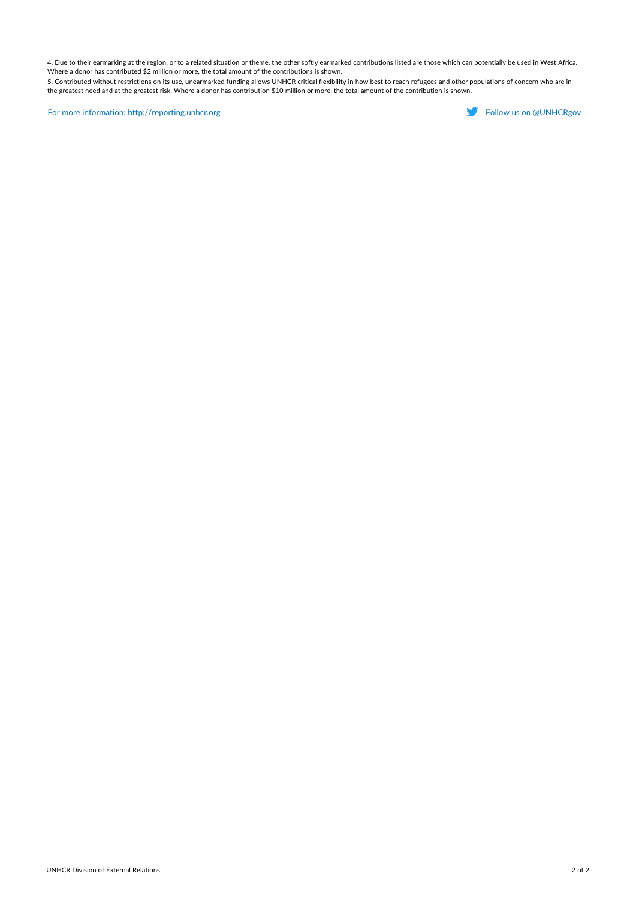4. Due to their earmarking at the region, or to a related situation or theme, the other softly earmarked contributions listed are those which can potentially be used in West Africa. Where a donor has contributed $2 million or more, the total amount of the contributions is shown.

5. Contributed without restrictions on its use, unearmarked funding allows UNHCR critical flexibility in how best to reach refugees and other populations of concern who are in the greatest need and at the greatest risk. Where a donor has contribution $10 million or more, the total amount of the contribution is shown.

For more information: http://reporting.unhcr.org

Follow us on @UNHCRgov

UNHCR Division of External Relations